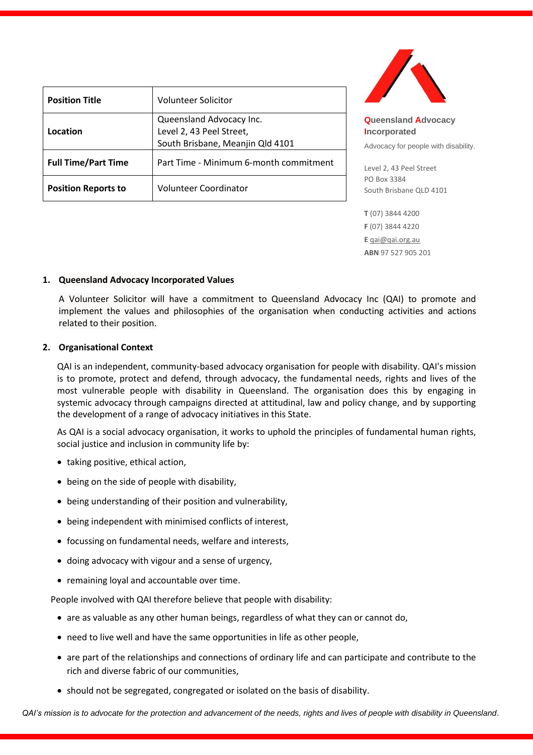| Position Title | Volunteer Solicitor |
|---|---|
| Location | Queensland Advocacy Inc.<br>Level 2, 43 Peel Street,<br>South Brisbane, Meanjin Qld 4101 |
| Full Time/Part Time | Part Time - Minimum 6-month commitment |
| Position Reports to | Volunteer Coordinator |

**Queensland Advocacy Incorporated**

Advocacy for people with disability.

Level 2, 43 Peel Street
PO Box 3384
South Brisbane QLD 4101

**T** (07) 3844 4200
**F** (07) 3844 4220
**E** qai@qai.org.au
**ABN** 97 527 905 201

## 1. Queensland Advocacy Incorporated Values

A Volunteer Solicitor will have a commitment to Queensland Advocacy Inc (QAI) to promote and implement the values and philosophies of the organisation when conducting activities and actions related to their position.

## 2. Organisational Context

QAI is an independent, community-based advocacy organisation for people with disability. QAI's mission is to promote, protect and defend, through advocacy, the fundamental needs, rights and lives of the most vulnerable people with disability in Queensland. The organisation does this by engaging in systemic advocacy through campaigns directed at attitudinal, law and policy change, and by supporting the development of a range of advocacy initiatives in this State.

As QAI is a social advocacy organisation, it works to uphold the principles of fundamental human rights, social justice and inclusion in community life by:

- taking positive, ethical action,
- being on the side of people with disability,
- being understanding of their position and vulnerability,
- being independent with minimised conflicts of interest,
- focussing on fundamental needs, welfare and interests,
- doing advocacy with vigour and a sense of urgency,
- remaining loyal and accountable over time.

People involved with QAI therefore believe that people with disability:

- are as valuable as any other human beings, regardless of what they can or cannot do,
- need to live well and have the same opportunities in life as other people,
- are part of the relationships and connections of ordinary life and can participate and contribute to the rich and diverse fabric of our communities,
- should not be segregated, congregated or isolated on the basis of disability.

*QAI's mission is to advocate for the protection and advancement of the needs, rights and lives of people with disability in Queensland.*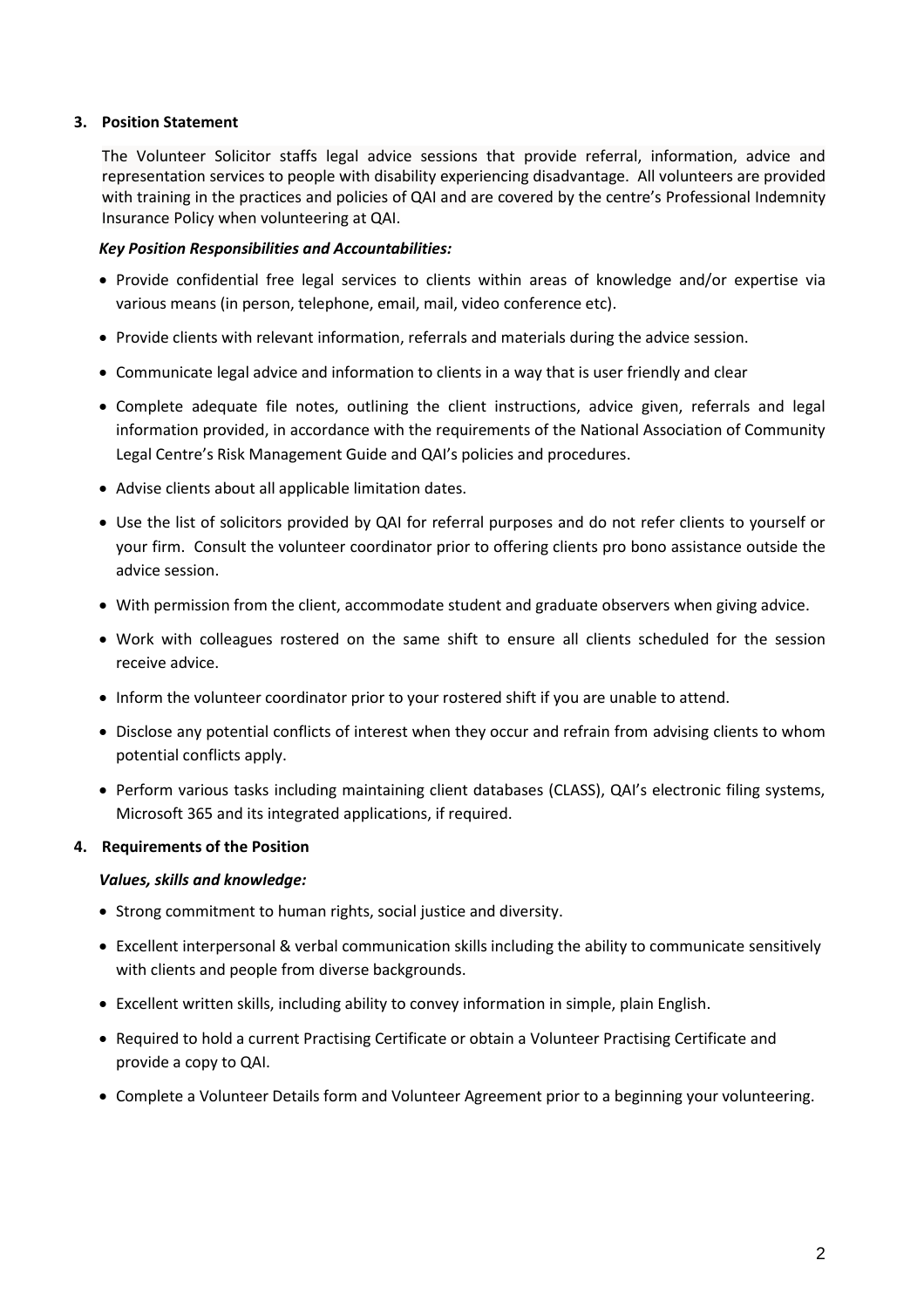## 3. Position Statement

The Volunteer Solicitor staffs legal advice sessions that provide referral, information, advice and representation services to people with disability experiencing disadvantage. All volunteers are provided with training in the practices and policies of QAI and are covered by the centre's Professional Indemnity Insurance Policy when volunteering at QAI.

***Key Position Responsibilities and Accountabilities:***

- Provide confidential free legal services to clients within areas of knowledge and/or expertise via various means (in person, telephone, email, mail, video conference etc).
- Provide clients with relevant information, referrals and materials during the advice session.
- Communicate legal advice and information to clients in a way that is user friendly and clear
- Complete adequate file notes, outlining the client instructions, advice given, referrals and legal information provided, in accordance with the requirements of the National Association of Community Legal Centre's Risk Management Guide and QAI's policies and procedures.
- Advise clients about all applicable limitation dates.
- Use the list of solicitors provided by QAI for referral purposes and do not refer clients to yourself or your firm. Consult the volunteer coordinator prior to offering clients pro bono assistance outside the advice session.
- With permission from the client, accommodate student and graduate observers when giving advice.
- Work with colleagues rostered on the same shift to ensure all clients scheduled for the session receive advice.
- Inform the volunteer coordinator prior to your rostered shift if you are unable to attend.
- Disclose any potential conflicts of interest when they occur and refrain from advising clients to whom potential conflicts apply.
- Perform various tasks including maintaining client databases (CLASS), QAI's electronic filing systems, Microsoft 365 and its integrated applications, if required.

## 4. Requirements of the Position

***Values, skills and knowledge:***

- Strong commitment to human rights, social justice and diversity.
- Excellent interpersonal & verbal communication skills including the ability to communicate sensitively with clients and people from diverse backgrounds.
- Excellent written skills, including ability to convey information in simple, plain English.
- Required to hold a current Practising Certificate or obtain a Volunteer Practising Certificate and provide a copy to QAI.
- Complete a Volunteer Details form and Volunteer Agreement prior to a beginning your volunteering.